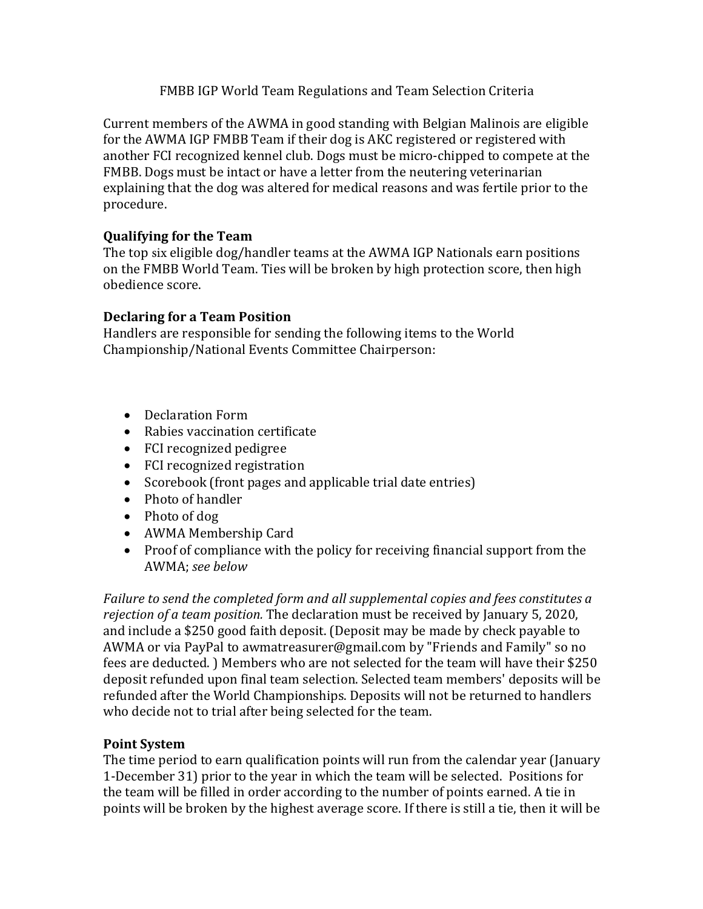# FMBB IGP World Team Regulations and Team Selection Criteria

Current members of the AWMA in good standing with Belgian Malinois are eligible for the AWMA IGP FMBB Team if their dog is AKC registered or registered with another FCI recognized kennel club. Dogs must be micro-chipped to compete at the FMBB. Dogs must be intact or have a letter from the neutering veterinarian explaining that the dog was altered for medical reasons and was fertile prior to the procedure.

**Qualifying for the Team**

The top six eligible dog/handler teams at the AWMA IGP Nationals earn positions on the FMBB World Team. Ties will be broken by high protection score, then high obedience score.

**Declaring for a Team Position**

Handlers are responsible for sending the following items to the World Championship/National Events Committee Chairperson:

- Declaration Form
- Rabies vaccination certificate
- FCI recognized pedigree
- FCI recognized registration
- Scorebook (front pages and applicable trial date entries)
- Photo of handler
- Photo of dog
- AWMA Membership Card
- Proof of compliance with the policy for receiving financial support from the AWMA; *see below*

*Failure to send the completed form and all supplemental copies and fees constitutes a rejection of a team position.* The declaration must be received by January 5, 2020, and include a $250 good faith deposit. (Deposit may be made by check payable to AWMA or via PayPal to awmatreasurer@gmail.com by "Friends and Family" so no fees are deducted. ) Members who are not selected for the team will have their $250 deposit refunded upon final team selection. Selected team members' deposits will be refunded after the World Championships. Deposits will not be returned to handlers who decide not to trial after being selected for the team.

**Point System**

The time period to earn qualification points will run from the calendar year (January 1-December 31) prior to the year in which the team will be selected. Positions for the team will be filled in order according to the number of points earned. A tie in points will be broken by the highest average score. If there is still a tie, then it will be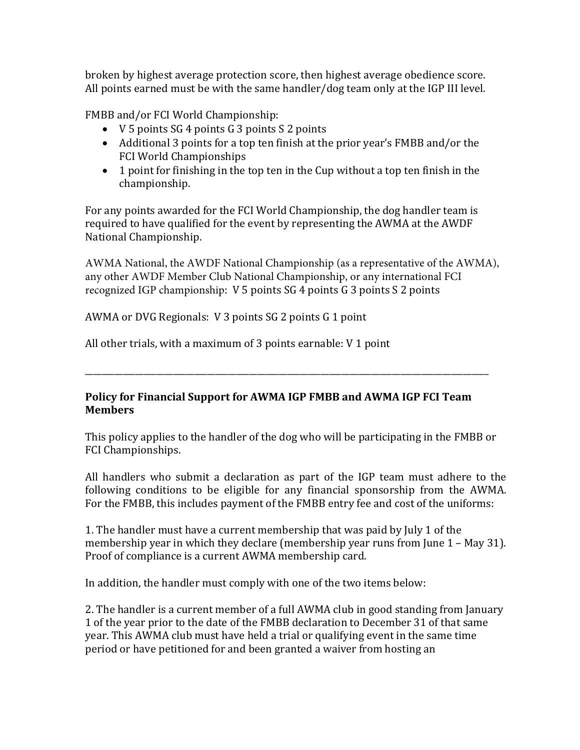broken by highest average protection score, then highest average obedience score. All points earned must be with the same handler/dog team only at the IGP III level.

FMBB and/or FCI World Championship:

- V 5 points SG 4 points G 3 points S 2 points
- Additional 3 points for a top ten finish at the prior year's FMBB and/or the FCI World Championships
- 1 point for finishing in the top ten in the Cup without a top ten finish in the championship.

For any points awarded for the FCI World Championship, the dog handler team is required to have qualified for the event by representing the AWMA at the AWDF National Championship.

AWMA National, the AWDF National Championship (as a representative of the AWMA), any other AWDF Member Club National Championship, or any international FCI recognized IGP championship: V 5 points SG 4 points G 3 points S 2 points

AWMA or DVG Regionals: V 3 points SG 2 points G 1 point

All other trials, with a maximum of 3 points earnable: V 1 point

---

**Policy for Financial Support for AWMA IGP FMBB and AWMA IGP FCI Team Members**

This policy applies to the handler of the dog who will be participating in the FMBB or FCI Championships.

All handlers who submit a declaration as part of the IGP team must adhere to the following conditions to be eligible for any financial sponsorship from the AWMA. For the FMBB, this includes payment of the FMBB entry fee and cost of the uniforms:

1. The handler must have a current membership that was paid by July 1 of the membership year in which they declare (membership year runs from June 1 – May 31). Proof of compliance is a current AWMA membership card.

In addition, the handler must comply with one of the two items below:

2. The handler is a current member of a full AWMA club in good standing from January 1 of the year prior to the date of the FMBB declaration to December 31 of that same year. This AWMA club must have held a trial or qualifying event in the same time period or have petitioned for and been granted a waiver from hosting an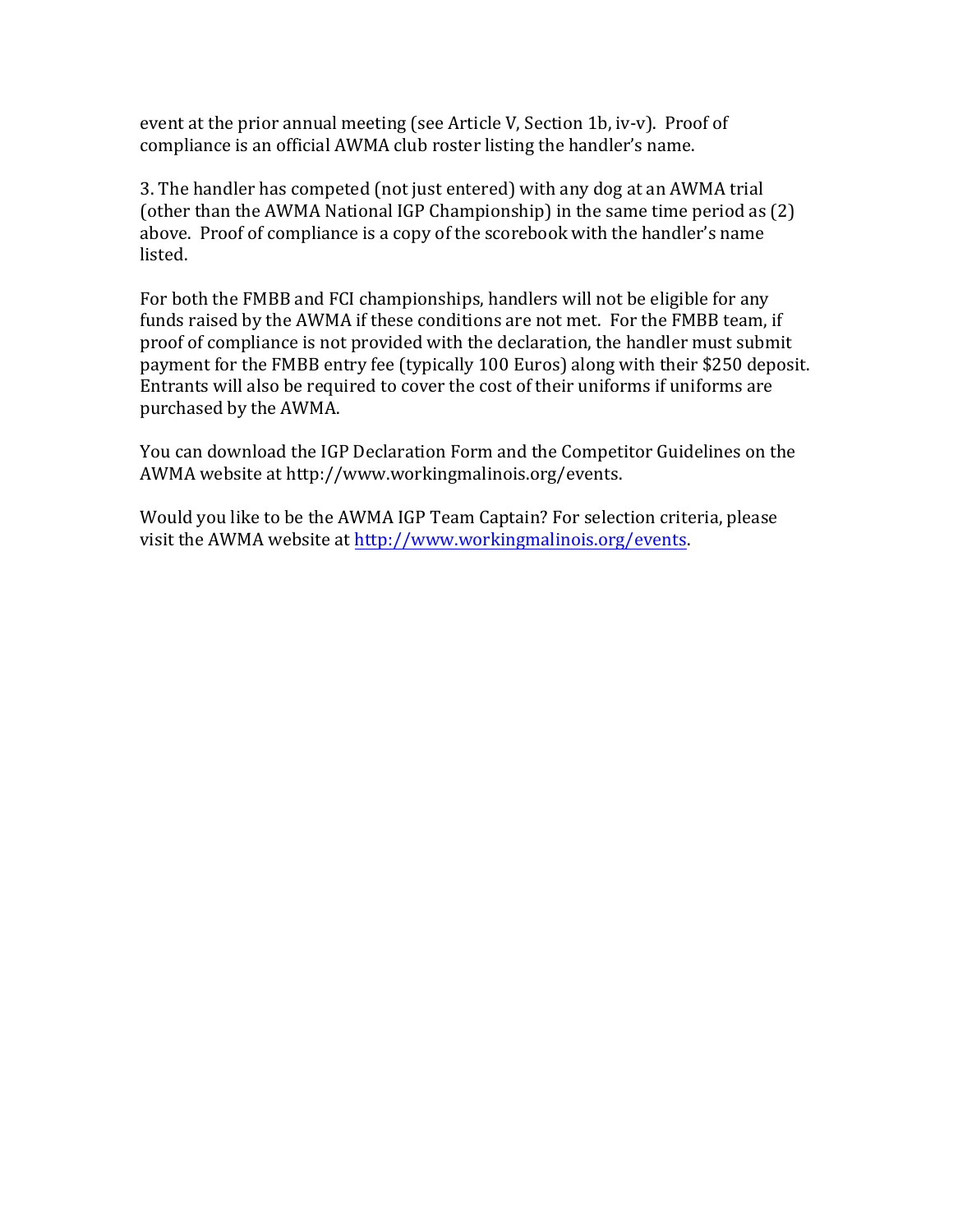event at the prior annual meeting (see Article V, Section 1b, iv-v). Proof of compliance is an official AWMA club roster listing the handler's name.

3. The handler has competed (not just entered) with any dog at an AWMA trial (other than the AWMA National IGP Championship) in the same time period as (2) above. Proof of compliance is a copy of the scorebook with the handler's name listed.

For both the FMBB and FCI championships, handlers will not be eligible for any funds raised by the AWMA if these conditions are not met. For the FMBB team, if proof of compliance is not provided with the declaration, the handler must submit payment for the FMBB entry fee (typically 100 Euros) along with their $250 deposit. Entrants will also be required to cover the cost of their uniforms if uniforms are purchased by the AWMA.

You can download the IGP Declaration Form and the Competitor Guidelines on the AWMA website at http://www.workingmalinois.org/events.

Would you like to be the AWMA IGP Team Captain? For selection criteria, please visit the AWMA website at [http://www.workingmalinois.org/events](http://www.workingmalinois.org/events).